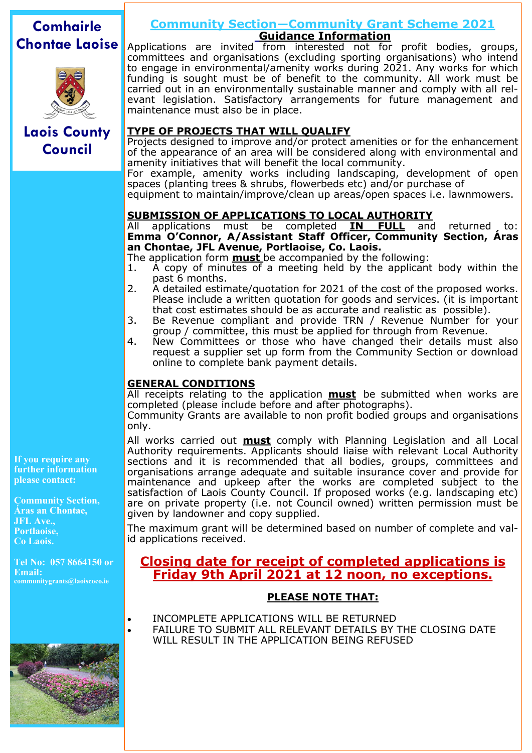**Comhairle Chontae Laoise**

**Laois County Council**

# Community Section—Community Grant Scheme 2021

## Guidance Information

Applications are invited from interested not for profit bodies, groups, committees and organisations (excluding sporting organisations) who intend to engage in environmental/amenity works during 2021. Any works for which funding is sought must be of benefit to the community. All work must be carried out in an environmentally sustainable manner and comply with all relevant legislation. Satisfactory arrangements for future management and maintenance must also be in place.

## TYPE OF PROJECTS THAT WILL QUALIFY

Projects designed to improve and/or protect amenities or for the enhancement of the appearance of an area will be considered along with environmental and amenity initiatives that will benefit the local community.

For example, amenity works including landscaping, development of open spaces (planting trees & shrubs, flowerbeds etc) and/or purchase of equipment to maintain/improve/clean up areas/open spaces i.e. lawnmowers.

## SUBMISSION OF APPLICATIONS TO LOCAL AUTHORITY

All applications must be completed **IN FULL** and returned to: **Emma O'Connor, A/Assistant Staff Officer, Community Section, Áras an Chontae, JFL Avenue, Portlaoise, Co. Laois.**

The application form **must** be accompanied by the following:

1. A copy of minutes of a meeting held by the applicant body within the past 6 months.
2. A detailed estimate/quotation for 2021 of the cost of the proposed works. Please include a written quotation for goods and services. (it is important that cost estimates should be as accurate and realistic as possible).
3. Be Revenue compliant and provide TRN / Revenue Number for your group / committee, this must be applied for through from Revenue.
4. New Committees or those who have changed their details must also request a supplier set up form from the Community Section or download online to complete bank payment details.

## GENERAL CONDITIONS

All receipts relating to the application **must** be submitted when works are completed (please include before and after photographs).

Community Grants are available to non profit bodied groups and organisations only.

All works carried out **must** comply with Planning Legislation and all Local Authority requirements. Applicants should liaise with relevant Local Authority sections and it is recommended that all bodies, groups, committees and organisations arrange adequate and suitable insurance cover and provide for maintenance and upkeep after the works are completed subject to the satisfaction of Laois County Council. If proposed works (e.g. landscaping etc) are on private property (i.e. not Council owned) written permission must be given by landowner and copy supplied.

The maximum grant will be determined based on number of complete and valid applications received.

**Closing date for receipt of completed applications is Friday 9th April 2021 at 12 noon, no exceptions.**

**PLEASE NOTE THAT:**

- INCOMPLETE APPLICATIONS WILL BE RETURNED
- FAILURE TO SUBMIT ALL RELEVANT DETAILS BY THE CLOSING DATE WILL RESULT IN THE APPLICATION BEING REFUSED

**If you require any further information please contact:**

**Community Section,
Áras an Chontae,
JFL Ave.,
Portlaoise,
Co Laois.**

**Tel No: 057 8664150 or Email: communitygrants@laoiscoco.ie**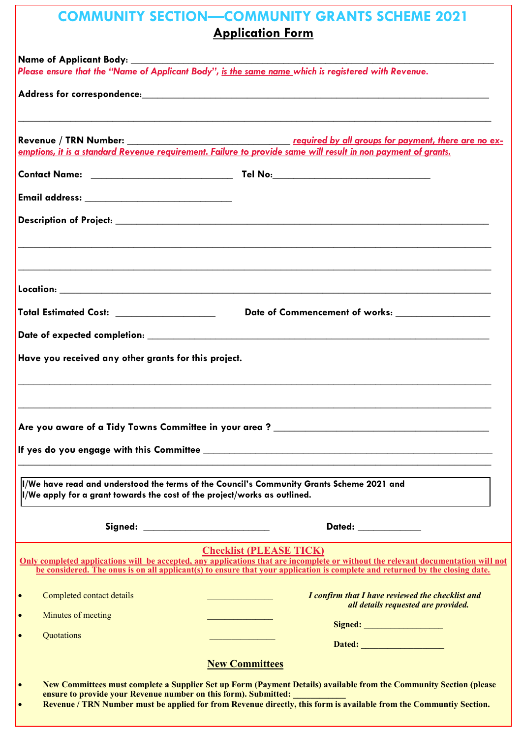# COMMUNITY SECTION—COMMUNITY GRANTS SCHEME 2021

## Application Form

**Name of Applicant Body:** ______________________________________________

*Please ensure that the "Name of Applicant Body", is the same name which is registered with Revenue.*

**Address for correspondence:**______________________________________________

______________________________________________

**Revenue / TRN Number:** ______________________ *required by all groups for payment, there are no exemptions, it is a standard Revenue requirement. Failure to provide same will result in non payment of grants.*

**Contact Name:** ______________________ **Tel No:**______________________

**Email address:** ______________________

**Description of Project:** ______________________________________________

______________________________________________

______________________________________________

**Location:** ______________________________________________

**Total Estimated Cost:** ______________ **Date of Commencement of works:** ______________

**Date of expected completion:** ______________________________________________

**Have you received any other grants for this project.**

______________________________________________

______________________________________________

**Are you aware of a Tidy Towns Committee in your area ?** ______________________

**If yes do you engage with this Committee** ______________________

______________________________________________

**I/We have read and understood the terms of the Council's Community Grants Scheme 2021 and I/We apply for a grant towards the cost of the project/works as outlined.**

**Signed:** ______________________ **Dated:** ____________

## Checklist (PLEASE TICK)

**Only completed applications will be accepted, any applications that are incomplete or without the relevant documentation will not be considered. The onus is on all applicant(s) to ensure that your application is complete and returned by the closing date.**

- Completed contact details ______________
- Minutes of meeting ______________
- Quotations ______________

*I confirm that I have reviewed the checklist and all details requested are provided.*

**Signed:** ________________

**Dated:** ________________

## New Committees

- **New Committees must complete a Supplier Set up Form (Payment Details) available from the Community Section (please ensure to provide your Revenue number on this form). Submitted:** ___________
- **Revenue / TRN Number must be applied for from Revenue directly, this form is available from the Communtiy Section.**